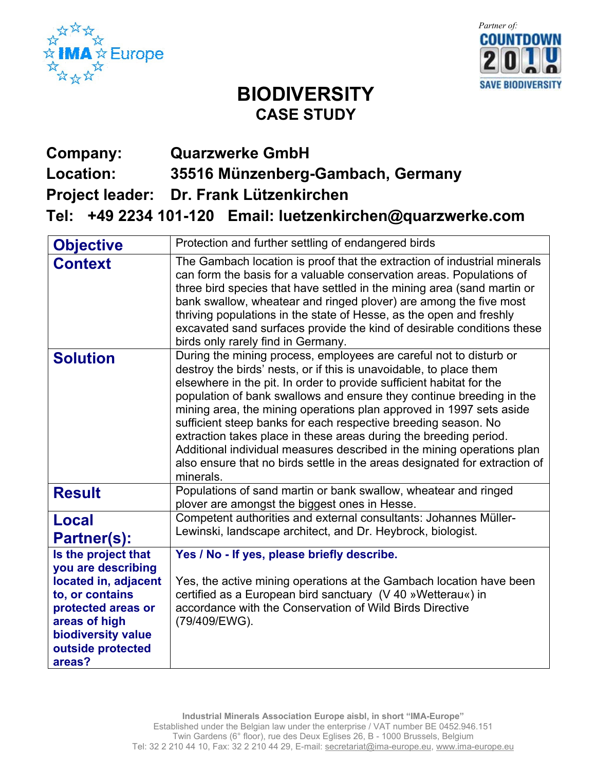# BIODIVERSITY

## CASE STUDY

**Company:** Quarzwerke GmbH

**Location:** 35516 Münzenberg-Gambach, Germany

**Project leader:** Dr. Frank Lützenkirchen

**Tel:** +49 2234 101-120 **Email:** luetzenkirchen@quarzwerke.com

| | |
|---|---|
| **Objective** | Protection and further settling of endangered birds |
| **Context** | The Gambach location is proof that the extraction of industrial minerals can form the basis for a valuable conservation areas. Populations of three bird species that have settled in the mining area (sand martin or bank swallow, wheatear and ringed plover) are among the five most thriving populations in the state of Hesse, as the open and freshly excavated sand surfaces provide the kind of desirable conditions these birds only rarely find in Germany. |
| **Solution** | During the mining process, employees are careful not to disturb or destroy the birds' nests, or if this is unavoidable, to place them elsewhere in the pit. In order to provide sufficient habitat for the population of bank swallows and ensure they continue breeding in the mining area, the mining operations plan approved in 1997 sets aside sufficient steep banks for each respective breeding season. No extraction takes place in these areas during the breeding period. Additional individual measures described in the mining operations plan also ensure that no birds settle in the areas designated for extraction of minerals. |
| **Result** | Populations of sand martin or bank swallow, wheatear and ringed plover are amongst the biggest ones in Hesse. |
| **Local Partner(s):** | Competent authorities and external consultants: Johannes Müller-Lewinski, landscape architect, and Dr. Heybrock, biologist. |
| **Is the project that you are describing located in, adjacent to, or contains protected areas or areas of high biodiversity value outside protected areas?** | **Yes / No - If yes, please briefly describe.**<br><br>Yes, the active mining operations at the Gambach location have been certified as a European bird sanctuary (V 40 »Wetterau«) in accordance with the Conservation of Wild Birds Directive (79/409/EWG). |

Industrial Minerals Association Europe aisbl, in short "IMA-Europe"
Established under the Belgian law under the enterprise / VAT number BE 0452.946.151
Twin Gardens (6° floor), rue des Deux Eglises 26, B - 1000 Brussels, Belgium
Tel: 32 2 210 44 10, Fax: 32 2 210 44 29, E-mail: secretariat@ima-europe.eu, www.ima-europe.eu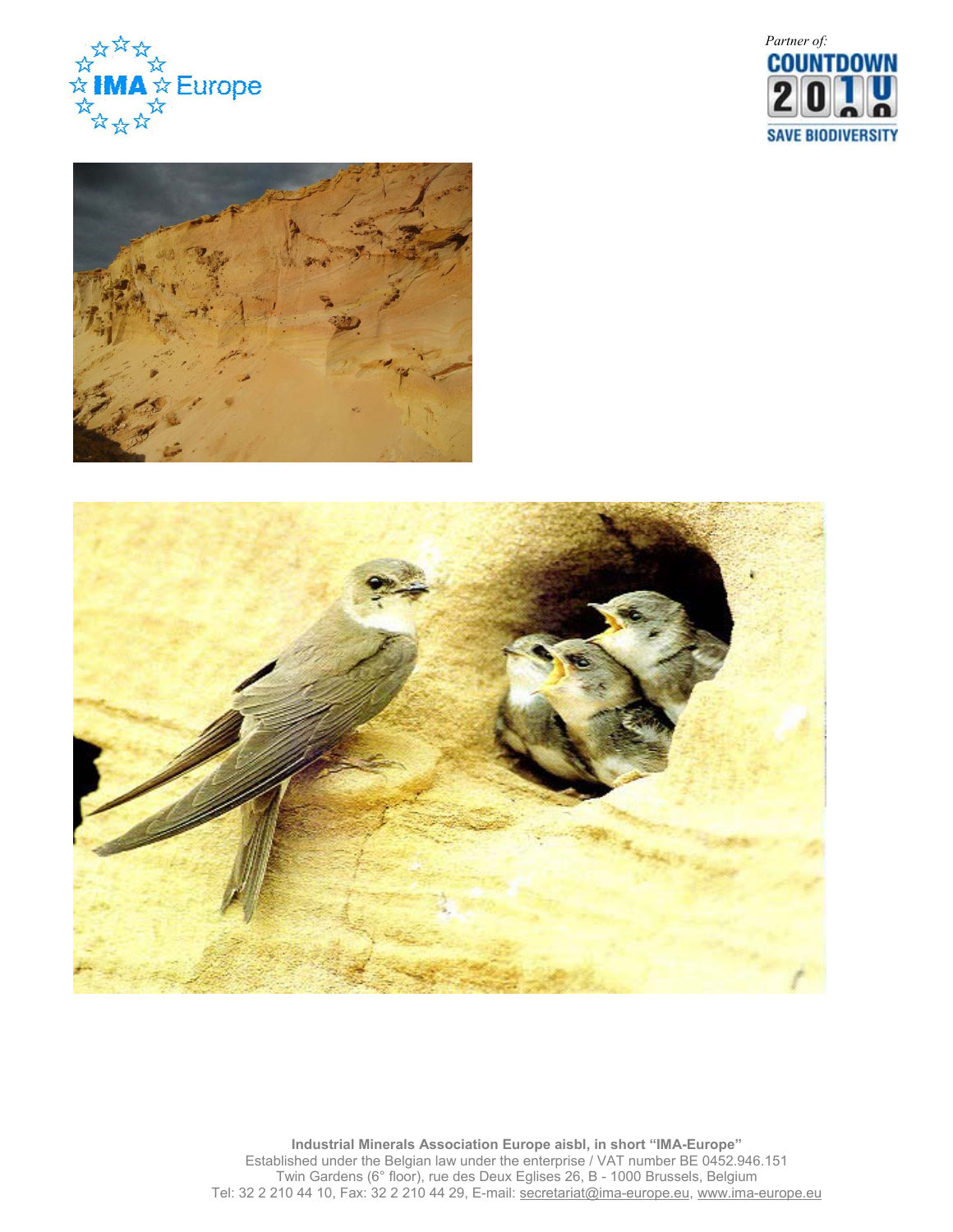**Industrial Minerals Association Europe aisbl, in short "IMA-Europe"**
Established under the Belgian law under the enterprise / VAT number BE 0452.946.151
Twin Gardens (6° floor), rue des Deux Eglises 26, B - 1000 Brussels, Belgium
Tel: 32 2 210 44 10, Fax: 32 2 210 44 29, E-mail: secretariat@ima-europe.eu, www.ima-europe.eu